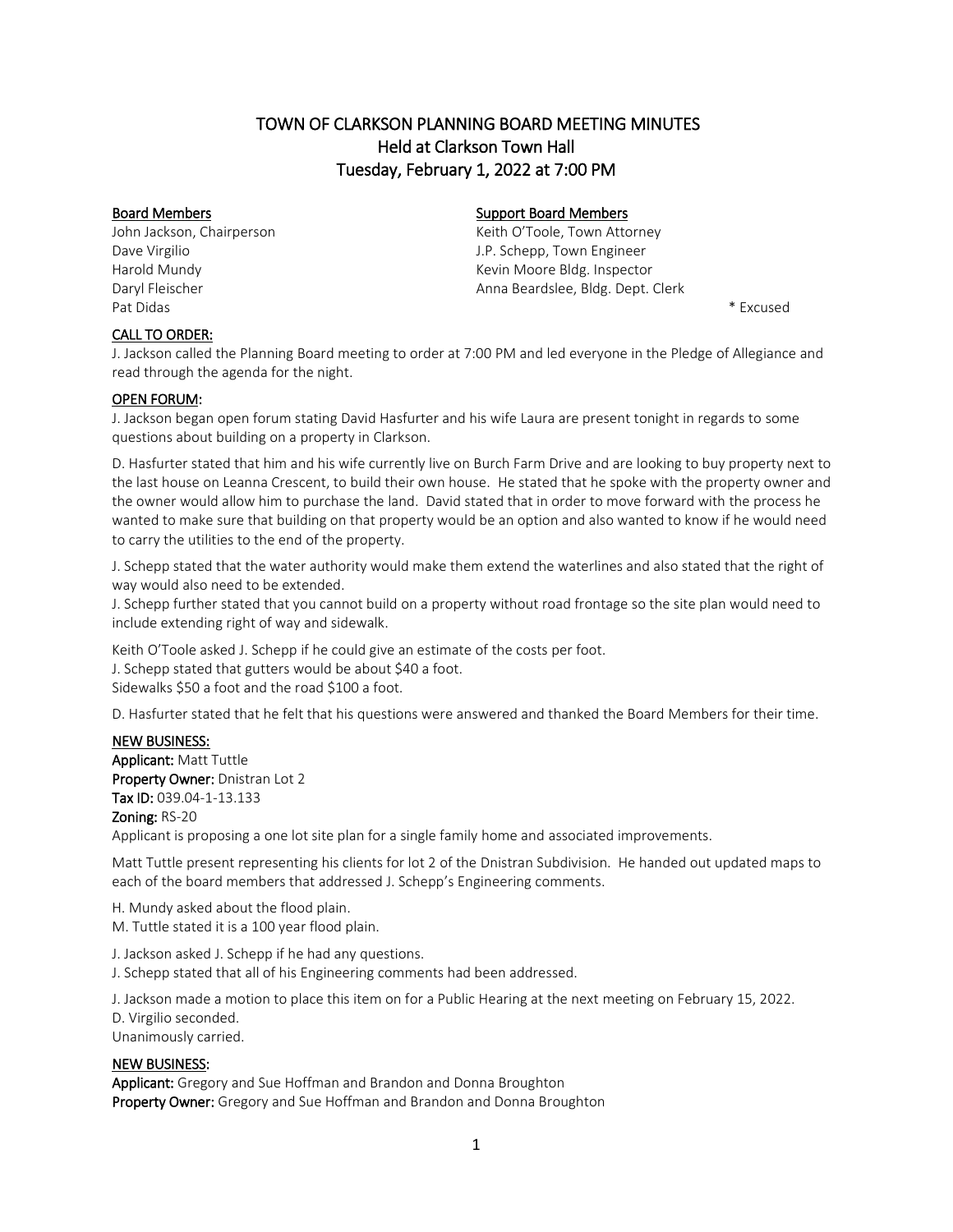# TOWN OF CLARKSON PLANNING BOARD MEETING MINUTES
## Held at Clarkson Town Hall
## Tuesday, February 1, 2022 at 7:00 PM

| Board Members | Support Board Members |
|---|---|
| John Jackson, Chairperson | Keith O'Toole, Town Attorney |
| Dave Virgilio | J.P. Schepp, Town Engineer |
| Harold Mundy | Kevin Moore Bldg. Inspector |
| Daryl Fleischer | Anna Beardslee, Bldg. Dept. Clerk |
| Pat Didas | |

\* Excused

**CALL TO ORDER:**

J. Jackson called the Planning Board meeting to order at 7:00 PM and led everyone in the Pledge of Allegiance and read through the agenda for the night.

**OPEN FORUM:**

J. Jackson began open forum stating David Hasfurter and his wife Laura are present tonight in regards to some questions about building on a property in Clarkson.

D. Hasfurter stated that him and his wife currently live on Burch Farm Drive and are looking to buy property next to the last house on Leanna Crescent, to build their own house. He stated that he spoke with the property owner and the owner would allow him to purchase the land. David stated that in order to move forward with the process he wanted to make sure that building on that property would be an option and also wanted to know if he would need to carry the utilities to the end of the property.

J. Schepp stated that the water authority would make them extend the waterlines and also stated that the right of way would also need to be extended.
J. Schepp further stated that you cannot build on a property without road frontage so the site plan would need to include extending right of way and sidewalk.

Keith O'Toole asked J. Schepp if he could give an estimate of the costs per foot.
J. Schepp stated that gutters would be about $40 a foot.
Sidewalks $50 a foot and the road $100 a foot.

D. Hasfurter stated that he felt that his questions were answered and thanked the Board Members for their time.

**NEW BUSINESS:**

**Applicant:** Matt Tuttle
**Property Owner:** Dnistran Lot 2
**Tax ID:** 039.04-1-13.133
**Zoning:** RS-20
Applicant is proposing a one lot site plan for a single family home and associated improvements.

Matt Tuttle present representing his clients for lot 2 of the Dnistran Subdivision. He handed out updated maps to each of the board members that addressed J. Schepp's Engineering comments.

H. Mundy asked about the flood plain.
M. Tuttle stated it is a 100 year flood plain.

J. Jackson asked J. Schepp if he had any questions.
J. Schepp stated that all of his Engineering comments had been addressed.

J. Jackson made a motion to place this item on for a Public Hearing at the next meeting on February 15, 2022.
D. Virgilio seconded.
Unanimously carried.

**NEW BUSINESS:**

**Applicant:** Gregory and Sue Hoffman and Brandon and Donna Broughton
**Property Owner:** Gregory and Sue Hoffman and Brandon and Donna Broughton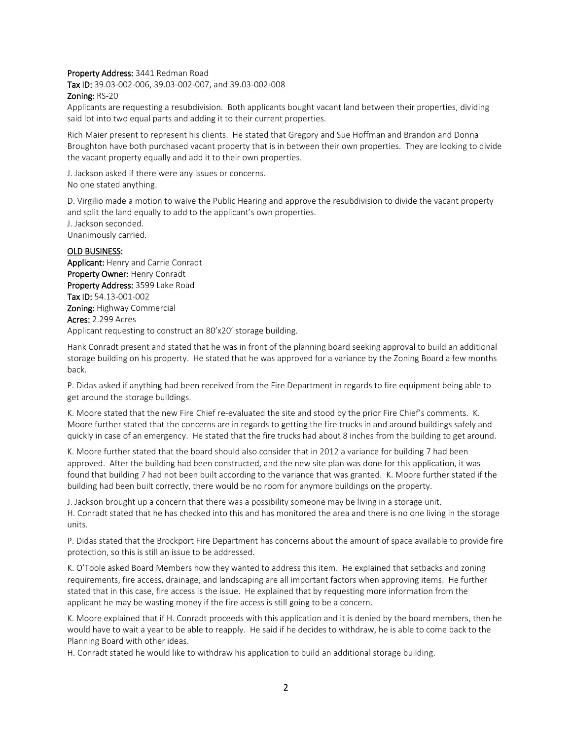**Property Address:** 3441 Redman Road
**Tax ID:** 39.03-002-006, 39.03-002-007, and 39.03-002-008
**Zoning:** RS-20
Applicants are requesting a resubdivision. Both applicants bought vacant land between their properties, dividing said lot into two equal parts and adding it to their current properties.

Rich Maier present to represent his clients. He stated that Gregory and Sue Hoffman and Brandon and Donna Broughton have both purchased vacant property that is in between their own properties. They are looking to divide the vacant property equally and add it to their own properties.

J. Jackson asked if there were any issues or concerns.
No one stated anything.

D. Virgilio made a motion to waive the Public Hearing and approve the resubdivision to divide the vacant property and split the land equally to add to the applicant's own properties.
J. Jackson seconded.
Unanimously carried.

**OLD BUSINESS:**
**Applicant:** Henry and Carrie Conradt
**Property Owner:** Henry Conradt
**Property Address:** 3599 Lake Road
**Tax ID:** 54.13-001-002
**Zoning:** Highway Commercial
**Acres:** 2.299 Acres
Applicant requesting to construct an 80'x20' storage building.

Hank Conradt present and stated that he was in front of the planning board seeking approval to build an additional storage building on his property. He stated that he was approved for a variance by the Zoning Board a few months back.

P. Didas asked if anything had been received from the Fire Department in regards to fire equipment being able to get around the storage buildings.

K. Moore stated that the new Fire Chief re-evaluated the site and stood by the prior Fire Chief's comments. K. Moore further stated that the concerns are in regards to getting the fire trucks in and around buildings safely and quickly in case of an emergency. He stated that the fire trucks had about 8 inches from the building to get around.

K. Moore further stated that the board should also consider that in 2012 a variance for building 7 had been approved. After the building had been constructed, and the new site plan was done for this application, it was found that building 7 had not been built according to the variance that was granted. K. Moore further stated if the building had been built correctly, there would be no room for anymore buildings on the property.

J. Jackson brought up a concern that there was a possibility someone may be living in a storage unit.
H. Conradt stated that he has checked into this and has monitored the area and there is no one living in the storage units.

P. Didas stated that the Brockport Fire Department has concerns about the amount of space available to provide fire protection, so this is still an issue to be addressed.

K. O'Toole asked Board Members how they wanted to address this item. He explained that setbacks and zoning requirements, fire access, drainage, and landscaping are all important factors when approving items. He further stated that in this case, fire access is the issue. He explained that by requesting more information from the applicant he may be wasting money if the fire access is still going to be a concern.

K. Moore explained that if H. Conradt proceeds with this application and it is denied by the board members, then he would have to wait a year to be able to reapply. He said if he decides to withdraw, he is able to come back to the Planning Board with other ideas.
H. Conradt stated he would like to withdraw his application to build an additional storage building.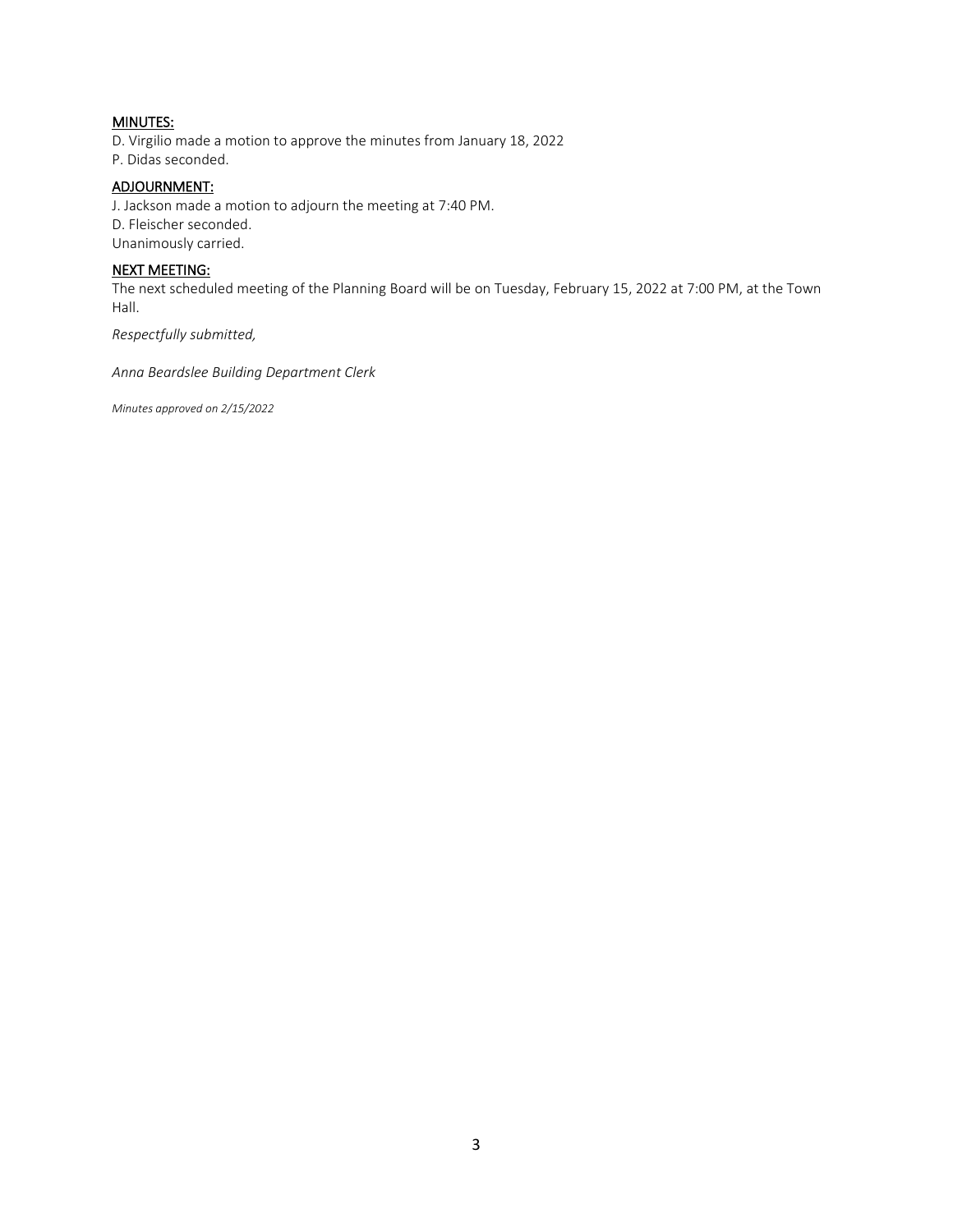**MINUTES:**

D. Virgilio made a motion to approve the minutes from January 18, 2022
P. Didas seconded.

**ADJOURNMENT:**

J. Jackson made a motion to adjourn the meeting at 7:40 PM.
D. Fleischer seconded.
Unanimously carried.

**NEXT MEETING:**

The next scheduled meeting of the Planning Board will be on Tuesday, February 15, 2022 at 7:00 PM, at the Town Hall.

*Respectfully submitted,*

*Anna Beardslee Building Department Clerk*

*Minutes approved on 2/15/2022*